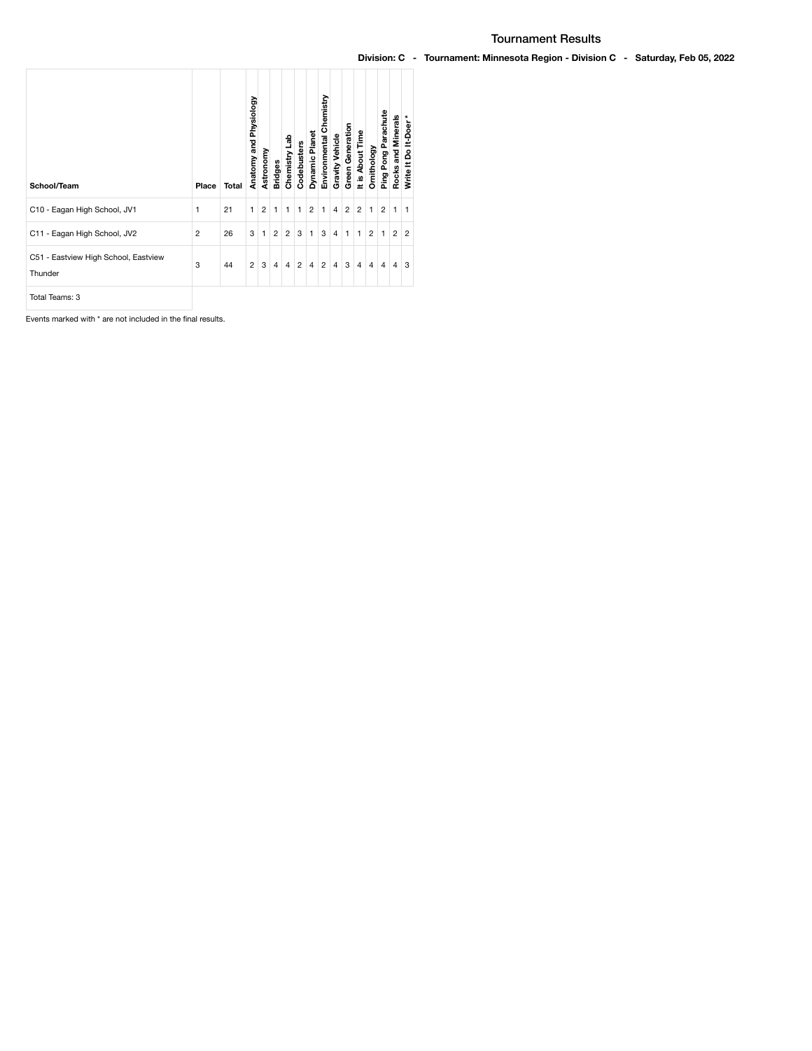# Tournament Results

**Division: C - Tournament: Minnesota Region - Division C - Saturday, Feb 05, 2022**

| School/Team | Place | Total | Anatomy and Physiology | Astronomy | Bridges | Chemistry Lab | Codebusters | Dynamic Planet | Environmental Chemistry | Gravity Vehicle | Green Generation | It is About Time | Ornithology | Ping Pong Parachute | Rocks and Minerals | Write It Do It-Doer* |
|---|---|---|---|---|---|---|---|---|---|---|---|---|---|---|---|---|
| C10 - Eagan High School, JV1 | 1 | 21 | 1 | 2 | 1 | 1 | 1 | 2 | 1 | 4 | 2 | 2 | 1 | 2 | 1 | 1 |
| C11 - Eagan High School, JV2 | 2 | 26 | 3 | 1 | 2 | 2 | 3 | 1 | 3 | 4 | 1 | 1 | 2 | 1 | 2 | 2 |
| C51 - Eastview High School, Eastview Thunder | 3 | 44 | 2 | 3 | 4 | 4 | 2 | 4 | 2 | 4 | 3 | 4 | 4 | 4 | 4 | 3 |
| Total Teams: 3 | | | | | | | | | | | | | | | | |

Events marked with * are not included in the final results.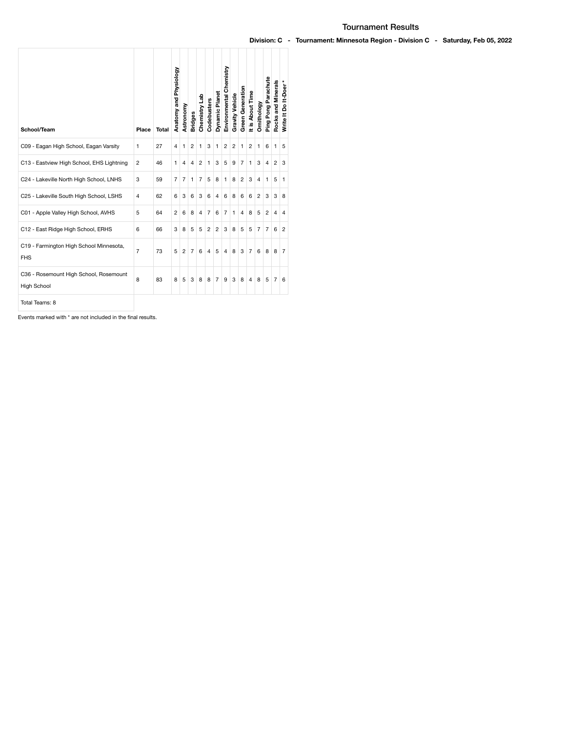# Tournament Results

**Division: C - Tournament: Minnesota Region - Division C - Saturday, Feb 05, 2022**

| School/Team | Place | Total | Anatomy and Physiology | Astronomy | Bridges | Chemistry Lab | Codebusters | Dynamic Planet | Environmental Chemistry | Gravity Vehicle | Green Generation | It is About Time | Ornithology | Ping Pong Parachute | Rocks and Minerals | Write It Do It-Doer* |
|---|---|---|---|---|---|---|---|---|---|---|---|---|---|---|---|---|
| C09 - Eagan High School, Eagan Varsity | 1 | 27 | 4 | 1 | 2 | 1 | 3 | 1 | 2 | 2 | 1 | 2 | 1 | 6 | 1 | 5 |
| C13 - Eastview High School, EHS Lightning | 2 | 46 | 1 | 4 | 4 | 2 | 1 | 3 | 5 | 9 | 7 | 1 | 3 | 4 | 2 | 3 |
| C24 - Lakeville North High School, LNHS | 3 | 59 | 7 | 7 | 1 | 7 | 5 | 8 | 1 | 8 | 2 | 3 | 4 | 1 | 5 | 1 |
| C25 - Lakeville South High School, LSHS | 4 | 62 | 6 | 3 | 6 | 3 | 6 | 4 | 6 | 8 | 6 | 6 | 2 | 3 | 3 | 8 |
| C01 - Apple Valley High School, AVHS | 5 | 64 | 2 | 6 | 8 | 4 | 7 | 6 | 7 | 1 | 4 | 8 | 5 | 2 | 4 | 4 |
| C12 - East Ridge High School, ERHS | 6 | 66 | 3 | 8 | 5 | 5 | 2 | 2 | 3 | 8 | 5 | 5 | 7 | 7 | 6 | 2 |
| C19 - Farmington High School Minnesota, FHS | 7 | 73 | 5 | 2 | 7 | 6 | 4 | 5 | 4 | 8 | 3 | 7 | 6 | 8 | 8 | 7 |
| C36 - Rosemount High School, Rosemount High School | 8 | 83 | 8 | 5 | 3 | 8 | 8 | 7 | 9 | 3 | 8 | 4 | 8 | 5 | 7 | 6 |
| Total Teams: 8 | | | | | | | | | | | | | | | | |

Events marked with * are not included in the final results.